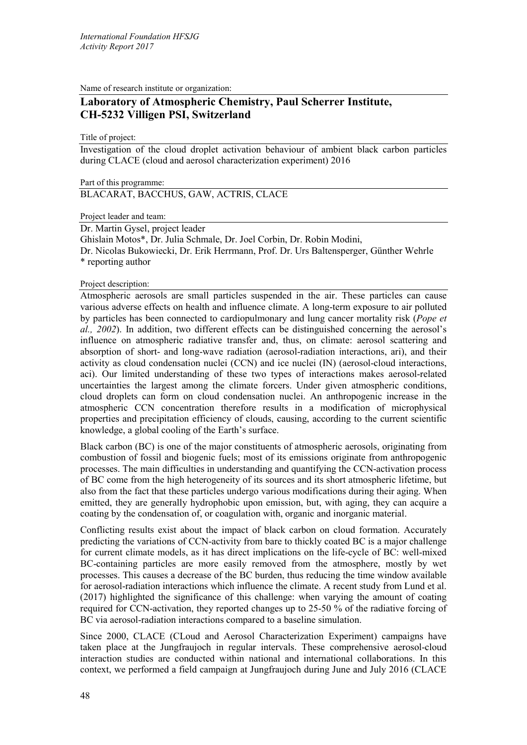Name of research institute or organization:

## Laboratory of Atmospheric Chemistry, Paul Scherrer Institute, CH-5232 Villigen PSI, Switzerland

Title of project:

Investigation of the cloud droplet activation behaviour of ambient black carbon particles during CLACE (cloud and aerosol characterization experiment) 2016

Part of this programme:

BLACARAT, BACCHUS, GAW, ACTRIS, CLACE

Project leader and team:

Dr. Martin Gysel, project leader
Ghislain Motos*, Dr. Julia Schmale, Dr. Joel Corbin, Dr. Robin Modini,
Dr. Nicolas Bukowiecki, Dr. Erik Herrmann, Prof. Dr. Urs Baltensperger, Günther Wehrle
* reporting author

Project description:

Atmospheric aerosols are small particles suspended in the air. These particles can cause various adverse effects on health and influence climate. A long-term exposure to air polluted by particles has been connected to cardiopulmonary and lung cancer mortality risk (*Pope et al., 2002*). In addition, two different effects can be distinguished concerning the aerosol's influence on atmospheric radiative transfer and, thus, on climate: aerosol scattering and absorption of short- and long-wave radiation (aerosol-radiation interactions, ari), and their activity as cloud condensation nuclei (CCN) and ice nuclei (IN) (aerosol-cloud interactions, aci). Our limited understanding of these two types of interactions makes aerosol-related uncertainties the largest among the climate forcers. Under given atmospheric conditions, cloud droplets can form on cloud condensation nuclei. An anthropogenic increase in the atmospheric CCN concentration therefore results in a modification of microphysical properties and precipitation efficiency of clouds, causing, according to the current scientific knowledge, a global cooling of the Earth's surface.

Black carbon (BC) is one of the major constituents of atmospheric aerosols, originating from combustion of fossil and biogenic fuels; most of its emissions originate from anthropogenic processes. The main difficulties in understanding and quantifying the CCN-activation process of BC come from the high heterogeneity of its sources and its short atmospheric lifetime, but also from the fact that these particles undergo various modifications during their aging. When emitted, they are generally hydrophobic upon emission, but, with aging, they can acquire a coating by the condensation of, or coagulation with, organic and inorganic material.

Conflicting results exist about the impact of black carbon on cloud formation. Accurately predicting the variations of CCN-activity from bare to thickly coated BC is a major challenge for current climate models, as it has direct implications on the life-cycle of BC: well-mixed BC-containing particles are more easily removed from the atmosphere, mostly by wet processes. This causes a decrease of the BC burden, thus reducing the time window available for aerosol-radiation interactions which influence the climate. A recent study from Lund et al. (2017) highlighted the significance of this challenge: when varying the amount of coating required for CCN-activation, they reported changes up to 25-50 % of the radiative forcing of BC via aerosol-radiation interactions compared to a baseline simulation.

Since 2000, CLACE (CLoud and Aerosol Characterization Experiment) campaigns have taken place at the Jungfraujoch in regular intervals. These comprehensive aerosol-cloud interaction studies are conducted within national and international collaborations. In this context, we performed a field campaign at Jungfraujoch during June and July 2016 (CLACE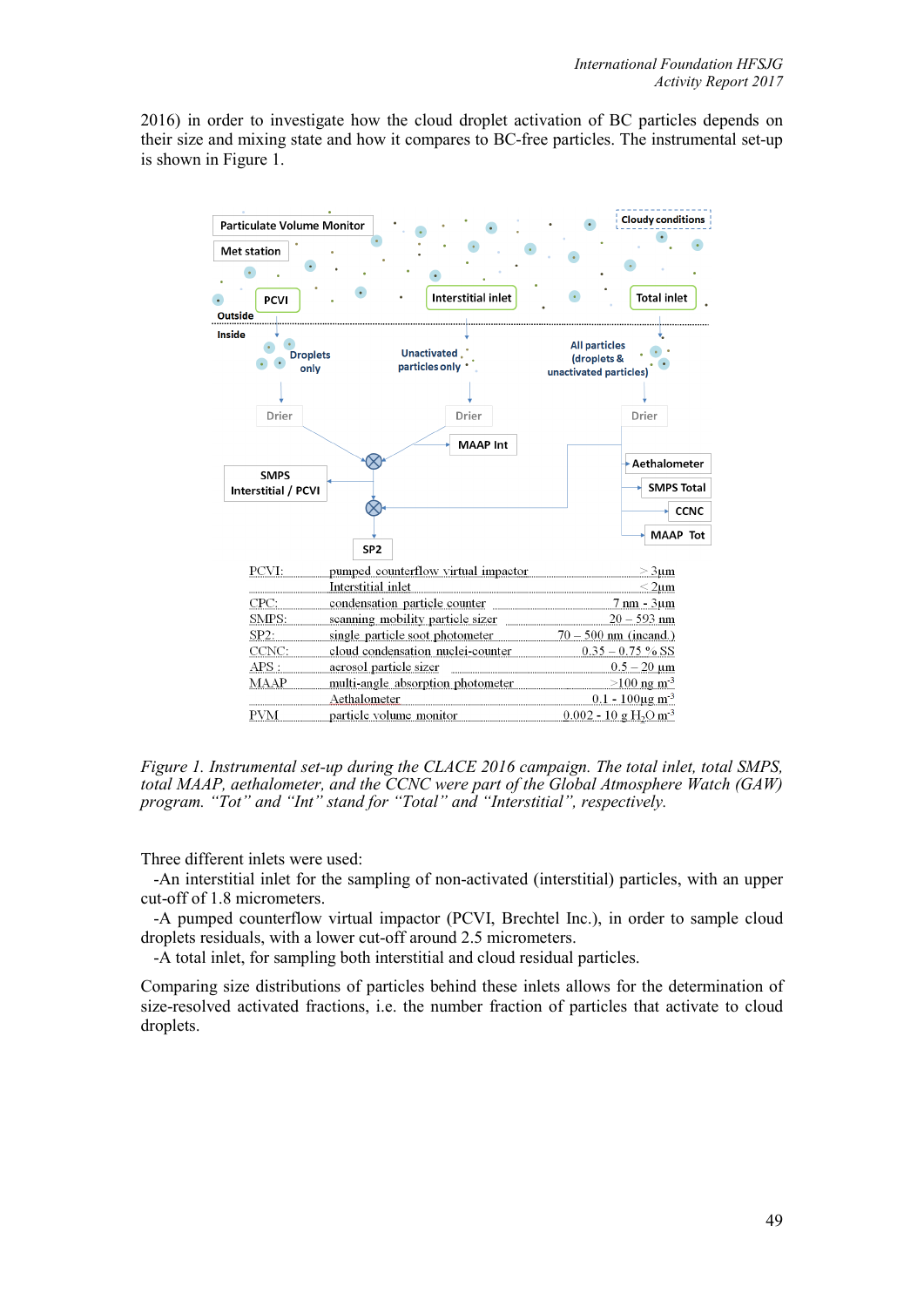2016) in order to investigate how the cloud droplet activation of BC particles depends on their size and mixing state and how it compares to BC-free particles. The instrumental set-up is shown in Figure 1.

| | | |
|---|---|---|
| PCVI: | pumped counterflow virtual impactor | > 3µm |
| | Interstitial inlet | < 2µm |
| CPC: | condensation particle counter | 7 nm - 3µm |
| SMPS: | scanning mobility particle sizer | 20 – 593 nm |
| SP2: | single particle soot photometer | 70 – 500 nm (incand.) |
| CCNC: | cloud condensation nuclei-counter | 0.35 – 0.75 % SS |
| APS : | aerosol particle sizer | 0.5 – 20 µm |
| MAAP | multi-angle absorption photometer | >100 ng $m^{-3}$ |
| | Aethalometer | 0.1 - 100µg $m^{-3}$ |
| PVM | particle volume monitor | 0.002 - 10 g $H_2O$ $m^{-3}$ |

*Figure 1. Instrumental set-up during the CLACE 2016 campaign. The total inlet, total SMPS, total MAAP, aethalometer, and the CCNC were part of the Global Atmosphere Watch (GAW) program. "Tot" and "Int" stand for "Total" and "Interstitial", respectively.*

Three different inlets were used:

-An interstitial inlet for the sampling of non-activated (interstitial) particles, with an upper cut-off of 1.8 micrometers.

-A pumped counterflow virtual impactor (PCVI, Brechtel Inc.), in order to sample cloud droplets residuals, with a lower cut-off around 2.5 micrometers.

-A total inlet, for sampling both interstitial and cloud residual particles.

Comparing size distributions of particles behind these inlets allows for the determination of size-resolved activated fractions, i.e. the number fraction of particles that activate to cloud droplets.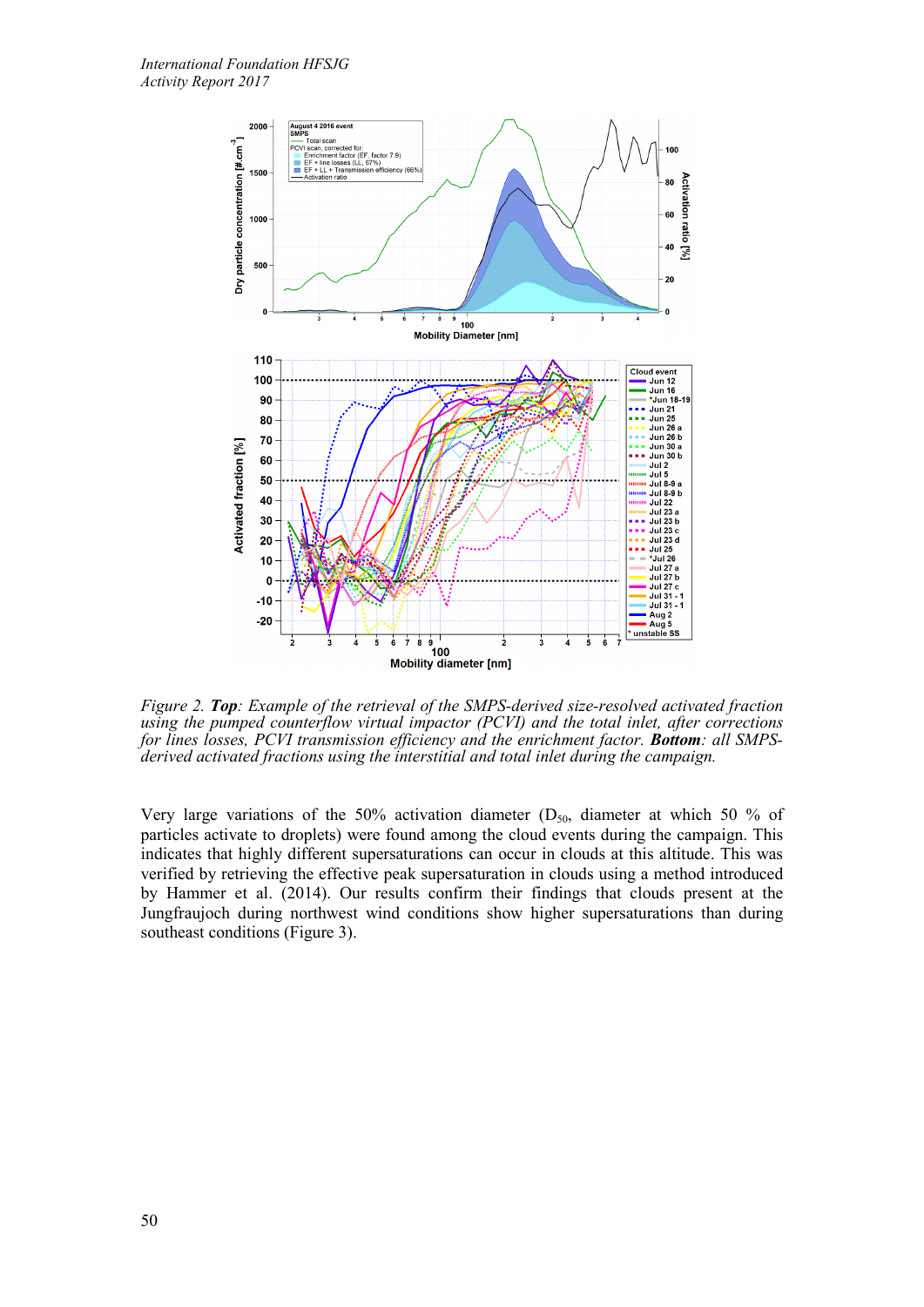*Figure 2. **Top**: Example of the retrieval of the SMPS-derived size-resolved activated fraction using the pumped counterflow virtual impactor (PCVI) and the total inlet, after corrections for lines losses, PCVI transmission efficiency and the enrichment factor. **Bottom**: all SMPS-derived activated fractions using the interstitial and total inlet during the campaign.*

Very large variations of the 50% activation diameter ($D_{50}$, diameter at which 50 % of particles activate to droplets) were found among the cloud events during the campaign. This indicates that highly different supersaturations can occur in clouds at this altitude. This was verified by retrieving the effective peak supersaturation in clouds using a method introduced by Hammer et al. (2014). Our results confirm their findings that clouds present at the Jungfraujoch during northwest wind conditions show higher supersaturations than during southeast conditions (Figure 3).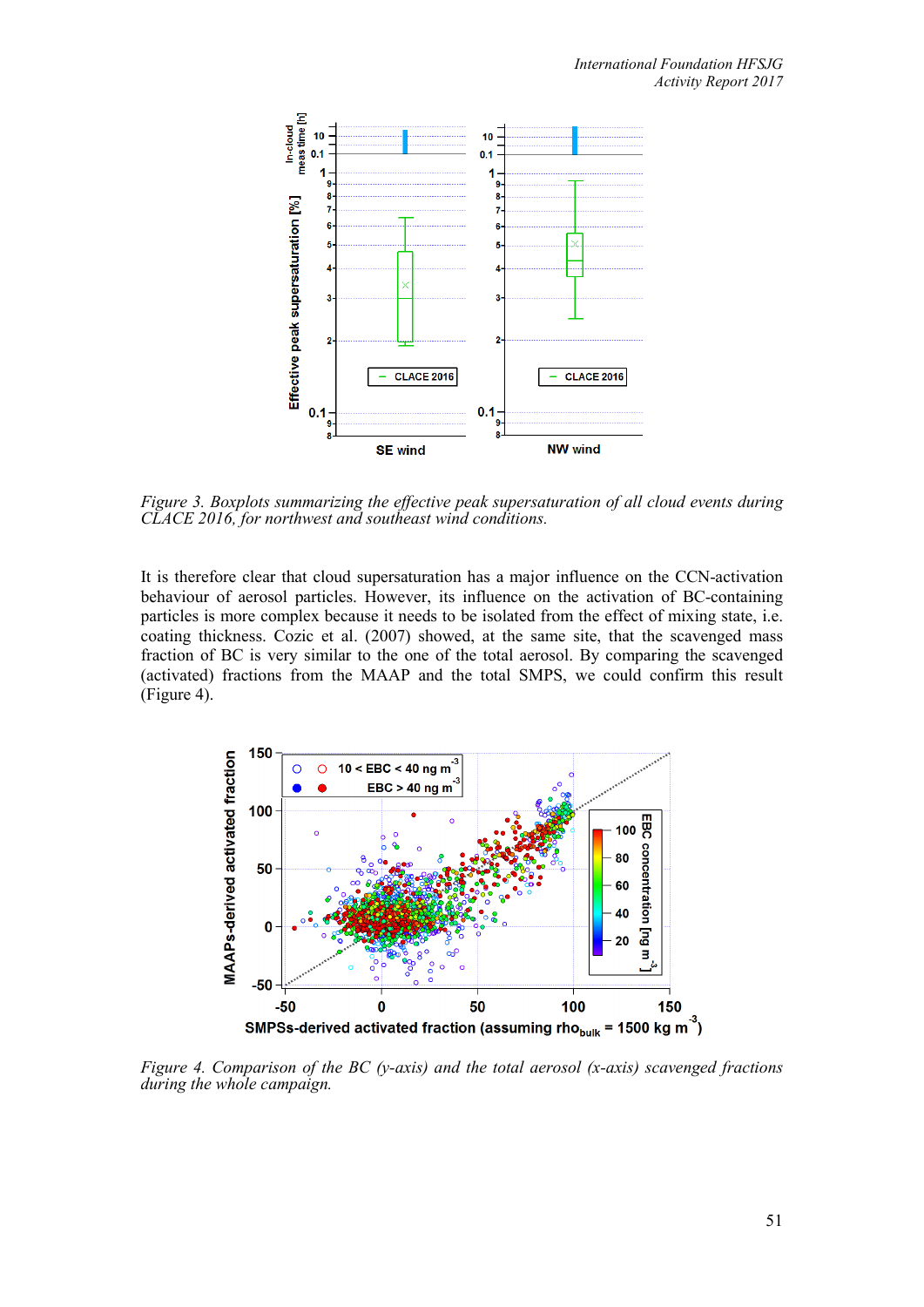*Figure 3. Boxplots summarizing the effective peak supersaturation of all cloud events during CLACE 2016, for northwest and southeast wind conditions.*

It is therefore clear that cloud supersaturation has a major influence on the CCN-activation behaviour of aerosol particles. However, its influence on the activation of BC-containing particles is more complex because it needs to be isolated from the effect of mixing state, i.e. coating thickness. Cozic et al. (2007) showed, at the same site, that the scavenged mass fraction of BC is very similar to the one of the total aerosol. By comparing the scavenged (activated) fractions from the MAAP and the total SMPS, we could confirm this result (Figure 4).

*Figure 4. Comparison of the BC (y-axis) and the total aerosol (x-axis) scavenged fractions during the whole campaign.*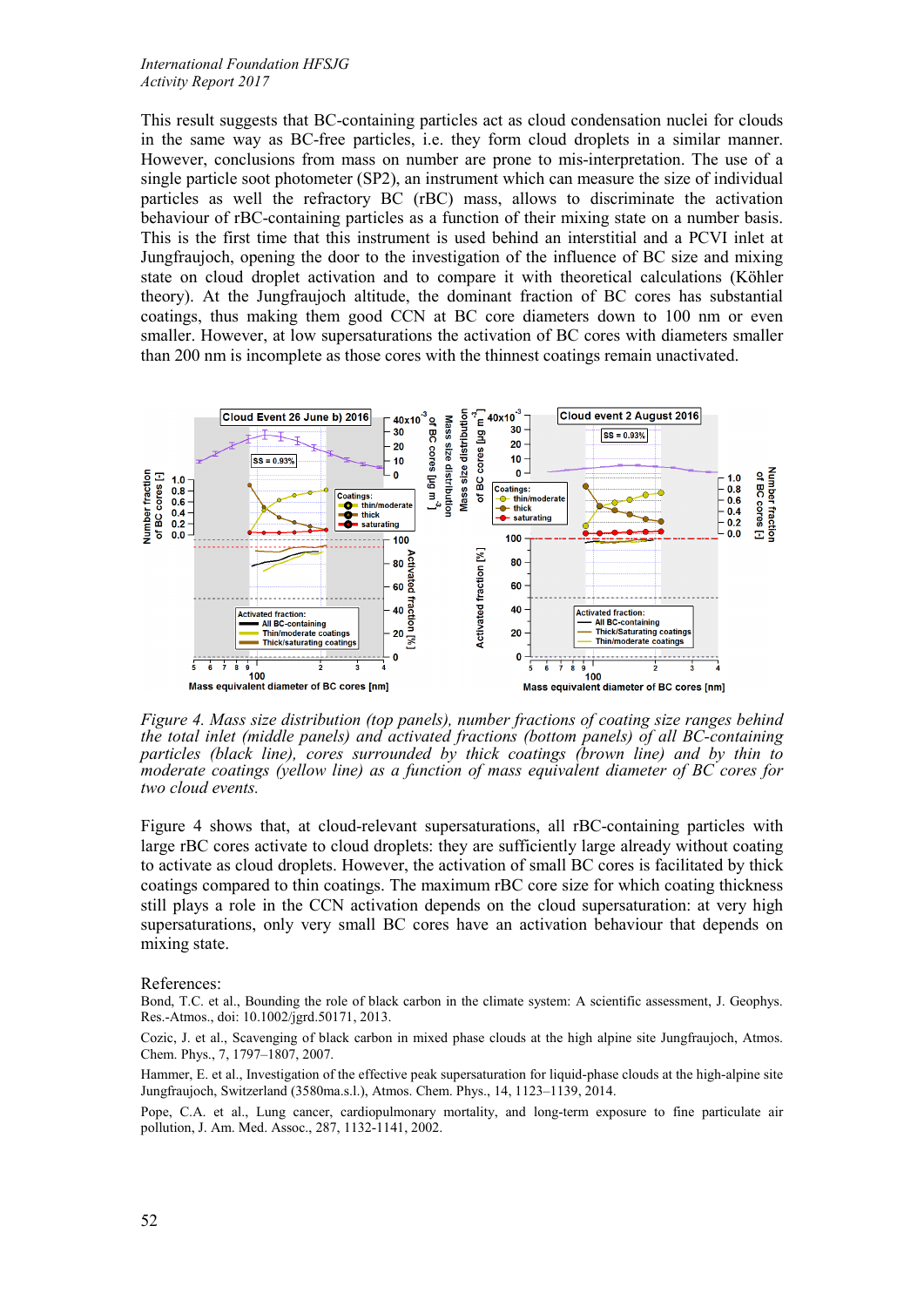This result suggests that BC-containing particles act as cloud condensation nuclei for clouds in the same way as BC-free particles, i.e. they form cloud droplets in a similar manner. However, conclusions from mass on number are prone to mis-interpretation. The use of a single particle soot photometer (SP2), an instrument which can measure the size of individual particles as well the refractory BC (rBC) mass, allows to discriminate the activation behaviour of rBC-containing particles as a function of their mixing state on a number basis. This is the first time that this instrument is used behind an interstitial and a PCVI inlet at Jungfraujoch, opening the door to the investigation of the influence of BC size and mixing state on cloud droplet activation and to compare it with theoretical calculations (Köhler theory). At the Jungfraujoch altitude, the dominant fraction of BC cores has substantial coatings, thus making them good CCN at BC core diameters down to 100 nm or even smaller. However, at low supersaturations the activation of BC cores with diameters smaller than 200 nm is incomplete as those cores with the thinnest coatings remain unactivated.

*Figure 4. Mass size distribution (top panels), number fractions of coating size ranges behind the total inlet (middle panels) and activated fractions (bottom panels) of all BC-containing particles (black line), cores surrounded by thick coatings (brown line) and by thin to moderate coatings (yellow line) as a function of mass equivalent diameter of BC cores for two cloud events.*

Figure 4 shows that, at cloud-relevant supersaturations, all rBC-containing particles with large rBC cores activate to cloud droplets: they are sufficiently large already without coating to activate as cloud droplets. However, the activation of small BC cores is facilitated by thick coatings compared to thin coatings. The maximum rBC core size for which coating thickness still plays a role in the CCN activation depends on the cloud supersaturation: at very high supersaturations, only very small BC cores have an activation behaviour that depends on mixing state.

References:

Bond, T.C. et al., Bounding the role of black carbon in the climate system: A scientific assessment, J. Geophys. Res.-Atmos., doi: 10.1002/jgrd.50171, 2013.

Cozic, J. et al., Scavenging of black carbon in mixed phase clouds at the high alpine site Jungfraujoch, Atmos. Chem. Phys., 7, 1797–1807, 2007.

Hammer, E. et al., Investigation of the effective peak supersaturation for liquid-phase clouds at the high-alpine site Jungfraujoch, Switzerland (3580ma.s.l.), Atmos. Chem. Phys., 14, 1123–1139, 2014.

Pope, C.A. et al., Lung cancer, cardiopulmonary mortality, and long-term exposure to fine particulate air pollution, J. Am. Med. Assoc., 287, 1132-1141, 2002.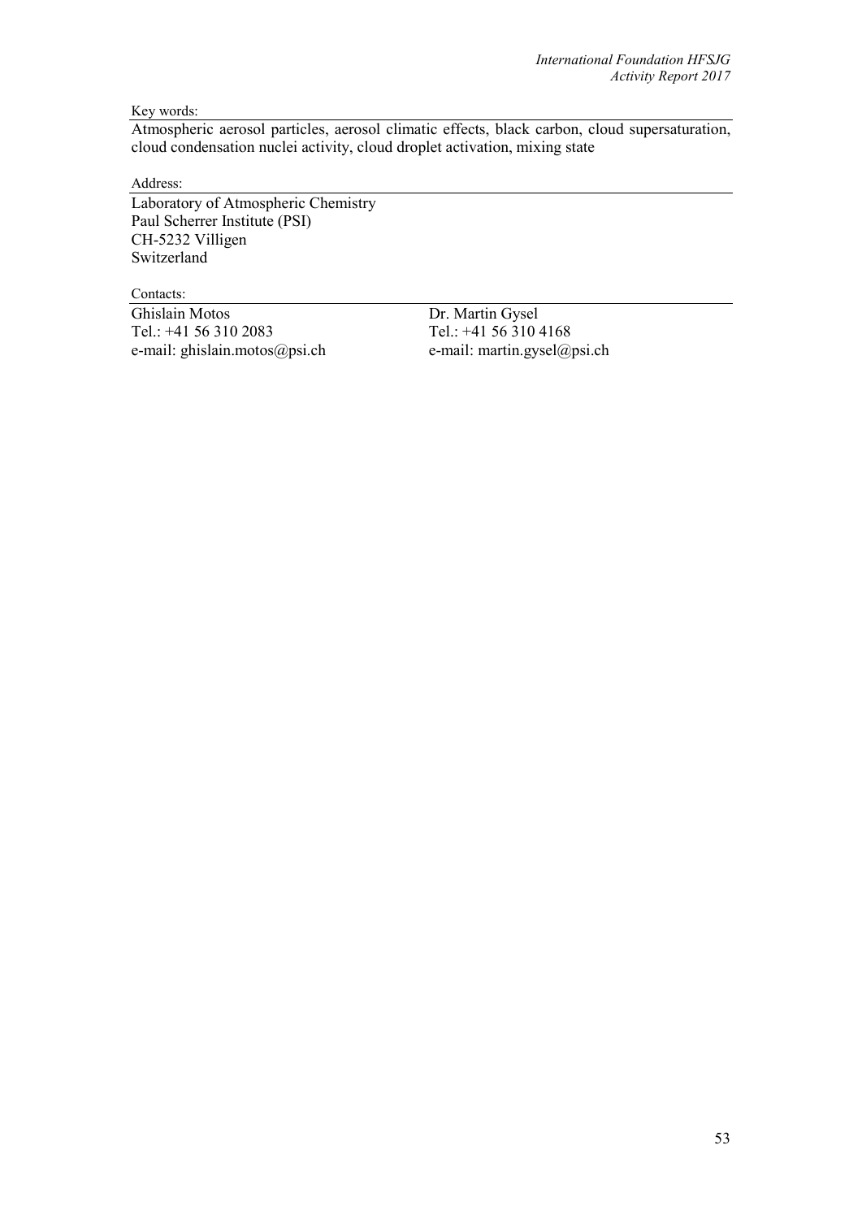Key words:

Atmospheric aerosol particles, aerosol climatic effects, black carbon, cloud supersaturation, cloud condensation nuclei activity, cloud droplet activation, mixing state

Address:

Laboratory of Atmospheric Chemistry
Paul Scherrer Institute (PSI)
CH-5232 Villigen
Switzerland

Contacts:

Ghislain Motos
Tel.: +41 56 310 2083
e-mail: ghislain.motos@psi.ch

Dr. Martin Gysel
Tel.: +41 56 310 4168
e-mail: martin.gysel@psi.ch